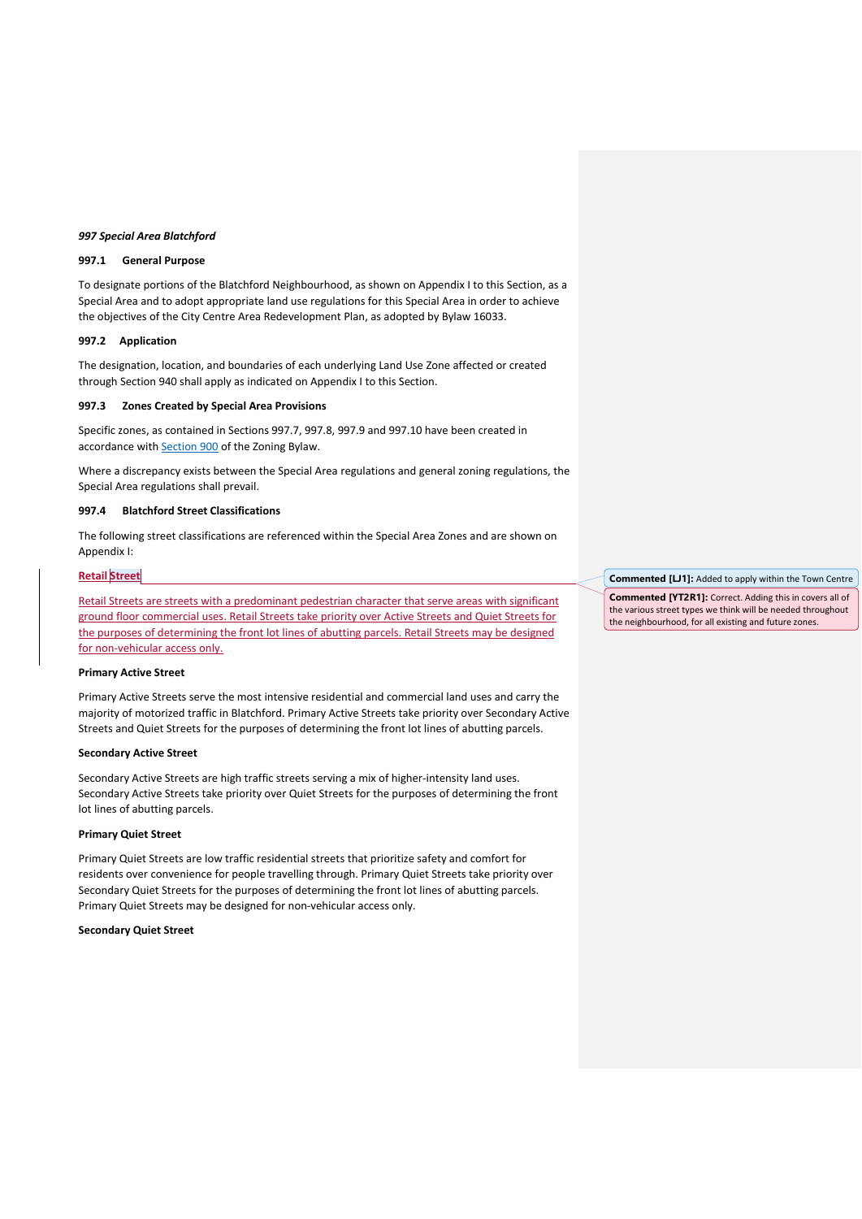*997 Special Area Blatchford*

**997.1 General Purpose**

To designate portions of the Blatchford Neighbourhood, as shown on Appendix I to this Section, as a Special Area and to adopt appropriate land use regulations for this Special Area in order to achieve the objectives of the City Centre Area Redevelopment Plan, as adopted by Bylaw 16033.

**997.2 Application**

The designation, location, and boundaries of each underlying Land Use Zone affected or created through Section 940 shall apply as indicated on Appendix I to this Section.

**997.3 Zones Created by Special Area Provisions**

Specific zones, as contained in Sections 997.7, 997.8, 997.9 and 997.10 have been created in accordance with Section 900 of the Zoning Bylaw.

Where a discrepancy exists between the Special Area regulations and general zoning regulations, the Special Area regulations shall prevail.

**997.4 Blatchford Street Classifications**

The following street classifications are referenced within the Special Area Zones and are shown on Appendix I:

**Retail Street**

Retail Streets are streets with a predominant pedestrian character that serve areas with significant ground floor commercial uses. Retail Streets take priority over Active Streets and Quiet Streets for the purposes of determining the front lot lines of abutting parcels. Retail Streets may be designed for non-vehicular access only.

**Primary Active Street**

Primary Active Streets serve the most intensive residential and commercial land uses and carry the majority of motorized traffic in Blatchford. Primary Active Streets take priority over Secondary Active Streets and Quiet Streets for the purposes of determining the front lot lines of abutting parcels.

**Secondary Active Street**

Secondary Active Streets are high traffic streets serving a mix of higher-intensity land uses. Secondary Active Streets take priority over Quiet Streets for the purposes of determining the front lot lines of abutting parcels.

**Primary Quiet Street**

Primary Quiet Streets are low traffic residential streets that prioritize safety and comfort for residents over convenience for people travelling through. Primary Quiet Streets take priority over Secondary Quiet Streets for the purposes of determining the front lot lines of abutting parcels. Primary Quiet Streets may be designed for non-vehicular access only.

**Secondary Quiet Street**

**Commented [LJ1]:** Added to apply within the Town Centre

**Commented [YT2R1]:** Correct. Adding this in covers all of the various street types we think will be needed throughout the neighbourhood, for all existing and future zones.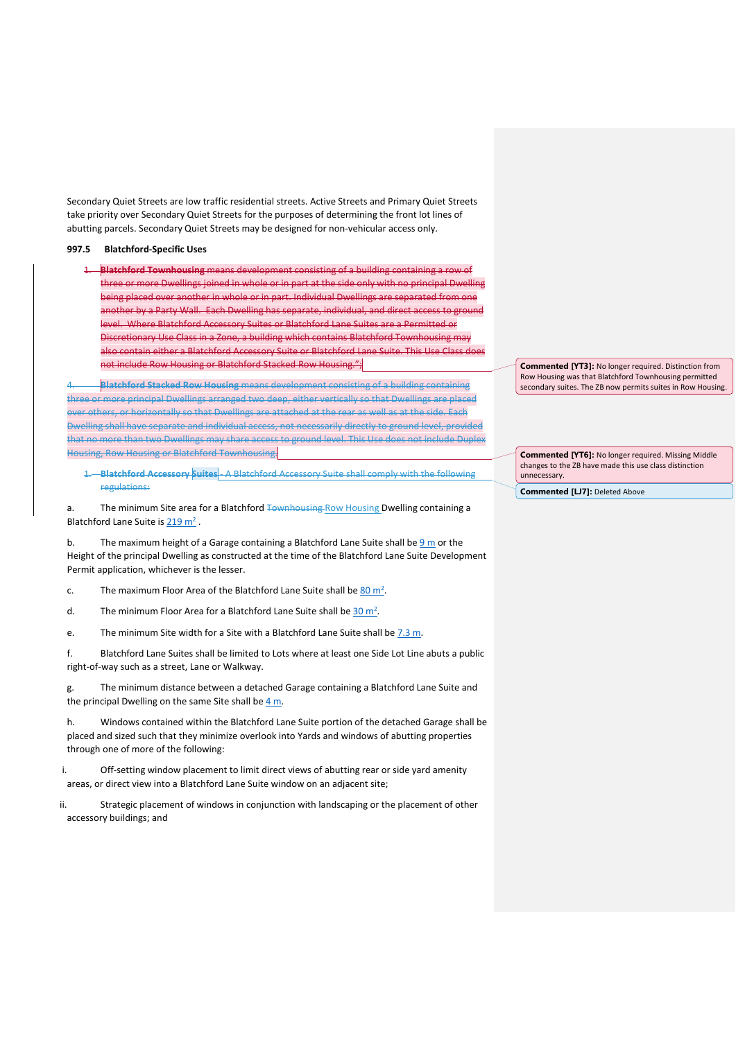Secondary Quiet Streets are low traffic residential streets. Active Streets and Primary Quiet Streets take priority over Secondary Quiet Streets for the purposes of determining the front lot lines of abutting parcels. Secondary Quiet Streets may be designed for non-vehicular access only.

**997.5 Blatchford-Specific Uses**

~~1. **Blatchford Townhousing** means development consisting of a building containing a row of three or more Dwellings joined in whole or in part at the side only with no principal Dwelling being placed over another in whole or in part. Individual Dwellings are separated from one another by a Party Wall. Each Dwelling has separate, individual, and direct access to ground level. Where Blatchford Accessory Suites or Blatchford Lane Suites are a Permitted or Discretionary Use Class in a Zone, a building which contains Blatchford Townhousing may also contain either a Blatchford Accessory Suite or Blatchford Lane Suite. This Use Class does not include Row Housing or Blatchford Stacked Row Housing.";~~

~~4. **Blatchford Stacked Row Housing** means development consisting of a building containing three or more principal Dwellings arranged two deep, either vertically so that Dwellings are placed over others, or horizontally so that Dwellings are attached at the rear as well as at the side. Each Dwelling shall have separate and individual access, not necessarily directly to ground level, provided that no more than two Dwellings may share access to ground level. This Use does not include Duplex Housing, Row Housing or Blatchford Townhousing.~~

~~1. **Blatchford Accessory Suites** - A Blatchford Accessory Suite shall comply with the following regulations:~~

a. The minimum Site area for a Blatchford ~~Townhousing~~ Row Housing Dwelling containing a Blatchford Lane Suite is 219 $m^2$.

b. The maximum height of a Garage containing a Blatchford Lane Suite shall be 9 m or the Height of the principal Dwelling as constructed at the time of the Blatchford Lane Suite Development Permit application, whichever is the lesser.

c. The maximum Floor Area of the Blatchford Lane Suite shall be 80 $m^2$.

d. The minimum Floor Area for a Blatchford Lane Suite shall be 30 $m^2$.

e. The minimum Site width for a Site with a Blatchford Lane Suite shall be 7.3 m.

f. Blatchford Lane Suites shall be limited to Lots where at least one Side Lot Line abuts a public right-of-way such as a street, Lane or Walkway.

g. The minimum distance between a detached Garage containing a Blatchford Lane Suite and the principal Dwelling on the same Site shall be 4 m.

h. Windows contained within the Blatchford Lane Suite portion of the detached Garage shall be placed and sized such that they minimize overlook into Yards and windows of abutting properties through one of more of the following:

i. Off-setting window placement to limit direct views of abutting rear or side yard amenity areas, or direct view into a Blatchford Lane Suite window on an adjacent site;

ii. Strategic placement of windows in conjunction with landscaping or the placement of other accessory buildings; and

**Commented [YT3]:** No longer required. Distinction from Row Housing was that Blatchford Townhousing permitted secondary suites. The ZB now permits suites in Row Housing.

**Commented [YT6]:** No longer required. Missing Middle changes to the ZB have made this use class distinction unnecessary.

**Commented [LJ7]:** Deleted Above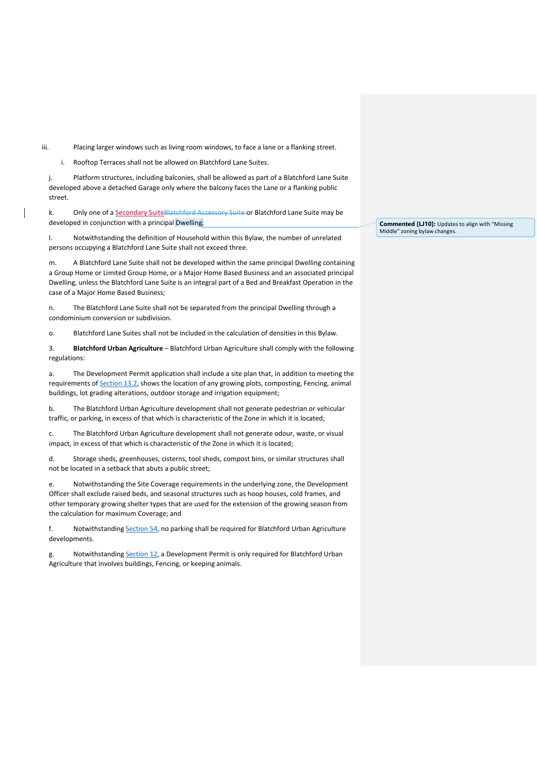iii. Placing larger windows such as living room windows, to face a lane or a flanking street.

i. Rooftop Terraces shall not be allowed on Blatchford Lane Suites.

j. Platform structures, including balconies, shall be allowed as part of a Blatchford Lane Suite developed above a detached Garage only where the balcony faces the Lane or a flanking public street.

k. Only one of a Secondary Suite~~Blatchford Accessory Suite~~ or Blatchford Lane Suite may be developed in conjunction with a principal Dwelling.

**Commented [LJ10]:** Updates to align with "Missing Middle" zoning bylaw changes.

l. Notwithstanding the definition of Household within this Bylaw, the number of unrelated persons occupying a Blatchford Lane Suite shall not exceed three.

m. A Blatchford Lane Suite shall not be developed within the same principal Dwelling containing a Group Home or Limited Group Home, or a Major Home Based Business and an associated principal Dwelling, unless the Blatchford Lane Suite is an integral part of a Bed and Breakfast Operation in the case of a Major Home Based Business;

n. The Blatchford Lane Suite shall not be separated from the principal Dwelling through a condominium conversion or subdivision.

o. Blatchford Lane Suites shall not be included in the calculation of densities in this Bylaw.

3. **Blatchford Urban Agriculture** – Blatchford Urban Agriculture shall comply with the following regulations:

a. The Development Permit application shall include a site plan that, in addition to meeting the requirements of Section 13.2, shows the location of any growing plots, composting, Fencing, animal buildings, lot grading alterations, outdoor storage and irrigation equipment;

b. The Blatchford Urban Agriculture development shall not generate pedestrian or vehicular traffic, or parking, in excess of that which is characteristic of the Zone in which it is located;

c. The Blatchford Urban Agriculture development shall not generate odour, waste, or visual impact, in excess of that which is characteristic of the Zone in which it is located;

d. Storage sheds, greenhouses, cisterns, tool sheds, compost bins, or similar structures shall not be located in a setback that abuts a public street;

e. Notwithstanding the Site Coverage requirements in the underlying zone, the Development Officer shall exclude raised beds, and seasonal structures such as hoop houses, cold frames, and other temporary growing shelter types that are used for the extension of the growing season from the calculation for maximum Coverage; and

f. Notwithstanding Section 54, no parking shall be required for Blatchford Urban Agriculture developments.

g. Notwithstanding Section 12, a Development Permit is only required for Blatchford Urban Agriculture that involves buildings, Fencing, or keeping animals.